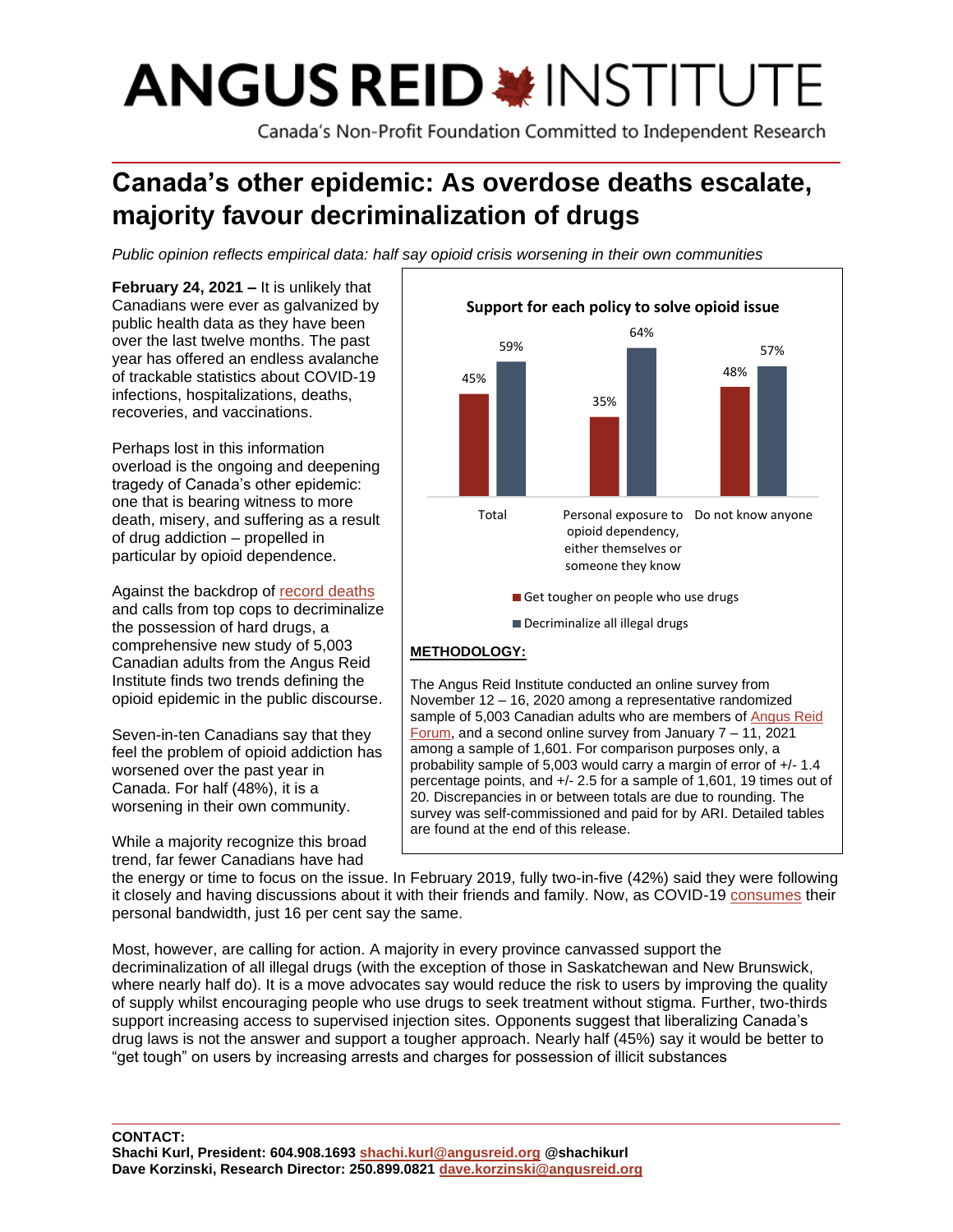# ANGUS REID INSTITUTE

Canada's Non-Profit Foundation Committed to Independent Research

## Canada's other epidemic: As overdose deaths escalate, majority favour decriminalization of drugs

*Public opinion reflects empirical data: half say opioid crisis worsening in their own communities*

**February 24, 2021 –** It is unlikely that Canadians were ever as galvanized by public health data as they have been over the last twelve months. The past year has offered an endless avalanche of trackable statistics about COVID-19 infections, hospitalizations, deaths, recoveries, and vaccinations.

Perhaps lost in this information overload is the ongoing and deepening tragedy of Canada's other epidemic: one that is bearing witness to more death, misery, and suffering as a result of drug addiction – propelled in particular by opioid dependence.

Against the backdrop of record deaths and calls from top cops to decriminalize the possession of hard drugs, a comprehensive new study of 5,003 Canadian adults from the Angus Reid Institute finds two trends defining the opioid epidemic in the public discourse.

Seven-in-ten Canadians say that they feel the problem of opioid addiction has worsened over the past year in Canada. For half (48%), it is a worsening in their own community.

While a majority recognize this broad trend, far fewer Canadians have had the energy or time to focus on the issue. In February 2019, fully two-in-five (42%) said they were following it closely and having discussions about it with their friends and family. Now, as COVID-19 consumes their personal bandwidth, just 16 per cent say the same.

Most, however, are calling for action. A majority in every province canvassed support the decriminalization of all illegal drugs (with the exception of those in Saskatchewan and New Brunswick, where nearly half do). It is a move advocates say would reduce the risk to users by improving the quality of supply whilst encouraging people who use drugs to seek treatment without stigma. Further, two-thirds support increasing access to supervised injection sites. Opponents suggest that liberalizing Canada's drug laws is not the answer and support a tougher approach. Nearly half (45%) say it would be better to "get tough" on users by increasing arrests and charges for possession of illicit substances

Support for each policy to solve opioid issue

45%
59%
35%
64%
48%
57%

Total
Personal exposure to opioid dependency, either themselves or someone they know
Do not know anyone

Get tougher on people who use drugs
Decriminalize all illegal drugs

**METHODOLOGY:**

The Angus Reid Institute conducted an online survey from November 12 – 16, 2020 among a representative randomized sample of 5,003 Canadian adults who are members of Angus Reid Forum, and a second online survey from January 7 – 11, 2021 among a sample of 1,601. For comparison purposes only, a probability sample of 5,003 would carry a margin of error of +/- 1.4 percentage points, and +/- 2.5 for a sample of 1,601, 19 times out of 20. Discrepancies in or between totals are due to rounding. The survey was self-commissioned and paid for by ARI. Detailed tables are found at the end of this release.

**CONTACT:**
**Shachi Kurl, President: 604.908.1693 shachi.kurl@angusreid.org @shachikurl**
**Dave Korzinski, Research Director: 250.899.0821 dave.korzinski@angusreid.org**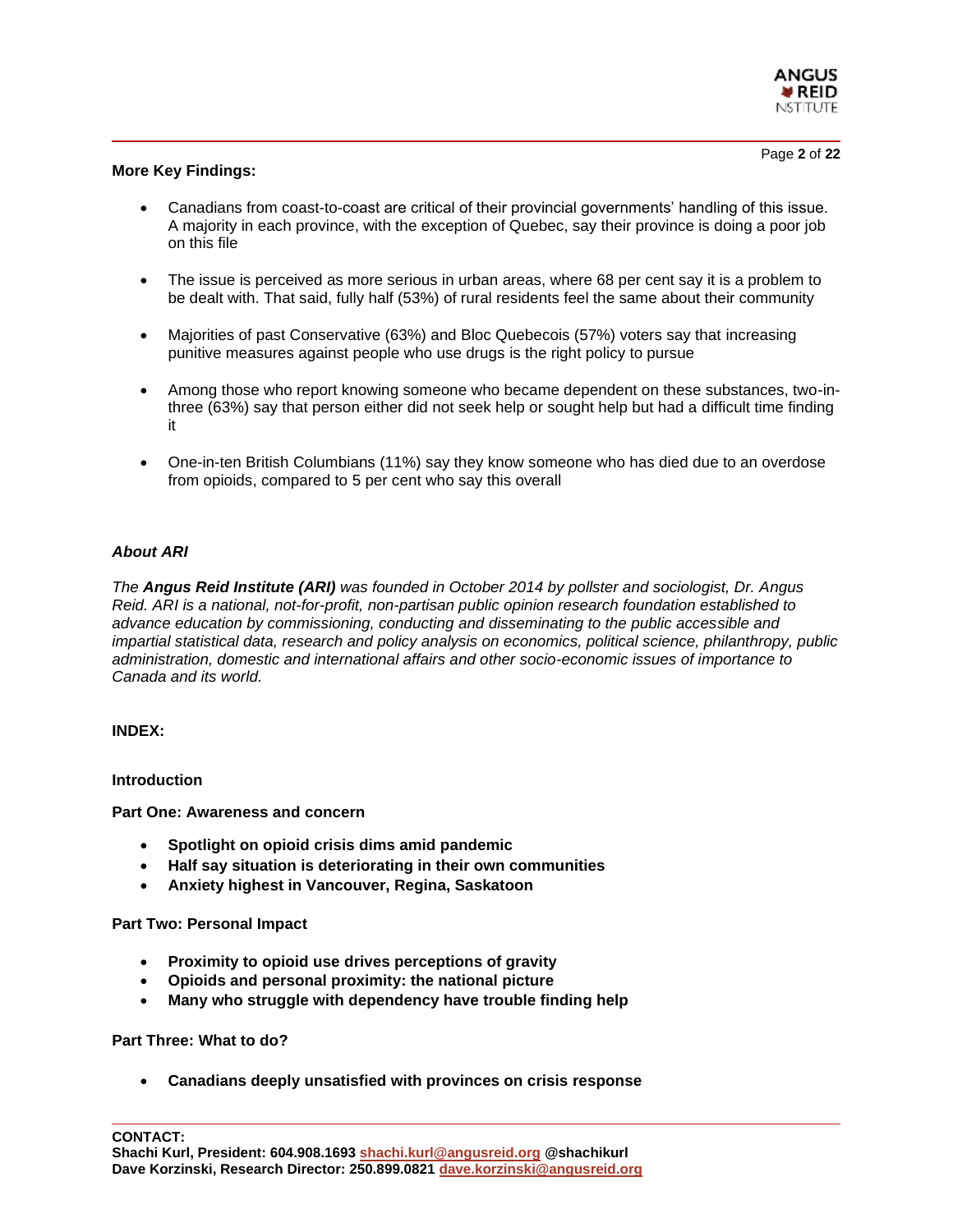**More Key Findings:**

- Canadians from coast-to-coast are critical of their provincial governments' handling of this issue. A majority in each province, with the exception of Quebec, say their province is doing a poor job on this file

- The issue is perceived as more serious in urban areas, where 68 per cent say it is a problem to be dealt with. That said, fully half (53%) of rural residents feel the same about their community

- Majorities of past Conservative (63%) and Bloc Quebecois (57%) voters say that increasing punitive measures against people who use drugs is the right policy to pursue

- Among those who report knowing someone who became dependent on these substances, two-in-three (63%) say that person either did not seek help or sought help but had a difficult time finding it

- One-in-ten British Columbians (11%) say they know someone who has died due to an overdose from opioids, compared to 5 per cent who say this overall

***About ARI***

*The **Angus Reid Institute (ARI)** was founded in October 2014 by pollster and sociologist, Dr. Angus Reid. ARI is a national, not-for-profit, non-partisan public opinion research foundation established to advance education by commissioning, conducting and disseminating to the public accessible and impartial statistical data, research and policy analysis on economics, political science, philanthropy, public administration, domestic and international affairs and other socio-economic issues of importance to Canada and its world.*

**INDEX:**

**Introduction**

**Part One: Awareness and concern**

- **Spotlight on opioid crisis dims amid pandemic**
- **Half say situation is deteriorating in their own communities**
- **Anxiety highest in Vancouver, Regina, Saskatoon**

**Part Two: Personal Impact**

- **Proximity to opioid use drives perceptions of gravity**
- **Opioids and personal proximity: the national picture**
- **Many who struggle with dependency have trouble finding help**

**Part Three: What to do?**

- **Canadians deeply unsatisfied with provinces on crisis response**

**CONTACT:**
**Shachi Kurl, President: 604.908.1693 shachi.kurl@angusreid.org @shachikurl**
**Dave Korzinski, Research Director: 250.899.0821 dave.korzinski@angusreid.org**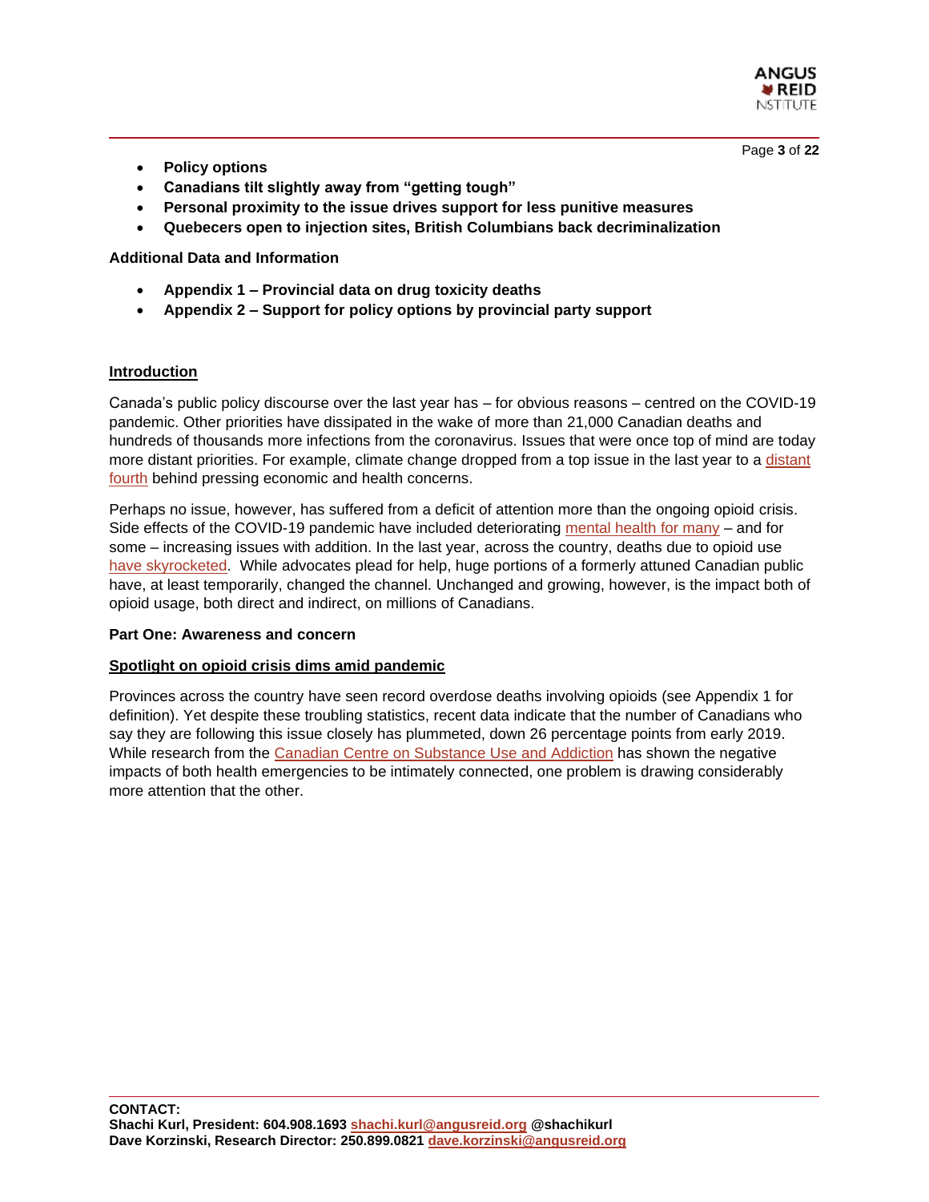- **Policy options**
- **Canadians tilt slightly away from "getting tough"**
- **Personal proximity to the issue drives support for less punitive measures**
- **Quebecers open to injection sites, British Columbians back decriminalization**

**Additional Data and Information**

- **Appendix 1 – Provincial data on drug toxicity deaths**
- **Appendix 2 – Support for policy options by provincial party support**

## Introduction

Canada's public policy discourse over the last year has – for obvious reasons – centred on the COVID-19 pandemic. Other priorities have dissipated in the wake of more than 21,000 Canadian deaths and hundreds of thousands more infections from the coronavirus. Issues that were once top of mind are today more distant priorities. For example, climate change dropped from a top issue in the last year to a distant fourth behind pressing economic and health concerns.

Perhaps no issue, however, has suffered from a deficit of attention more than the ongoing opioid crisis. Side effects of the COVID-19 pandemic have included deteriorating mental health for many – and for some – increasing issues with addition. In the last year, across the country, deaths due to opioid use have skyrocketed. While advocates plead for help, huge portions of a formerly attuned Canadian public have, at least temporarily, changed the channel. Unchanged and growing, however, is the impact both of opioid usage, both direct and indirect, on millions of Canadians.

## Part One: Awareness and concern

### Spotlight on opioid crisis dims amid pandemic

Provinces across the country have seen record overdose deaths involving opioids (see Appendix 1 for definition). Yet despite these troubling statistics, recent data indicate that the number of Canadians who say they are following this issue closely has plummeted, down 26 percentage points from early 2019. While research from the Canadian Centre on Substance Use and Addiction has shown the negative impacts of both health emergencies to be intimately connected, one problem is drawing considerably more attention that the other.

**CONTACT:**
**Shachi Kurl, President: 604.908.1693 shachi.kurl@angusreid.org @shachikurl**
**Dave Korzinski, Research Director: 250.899.0821 dave.korzinski@angusreid.org**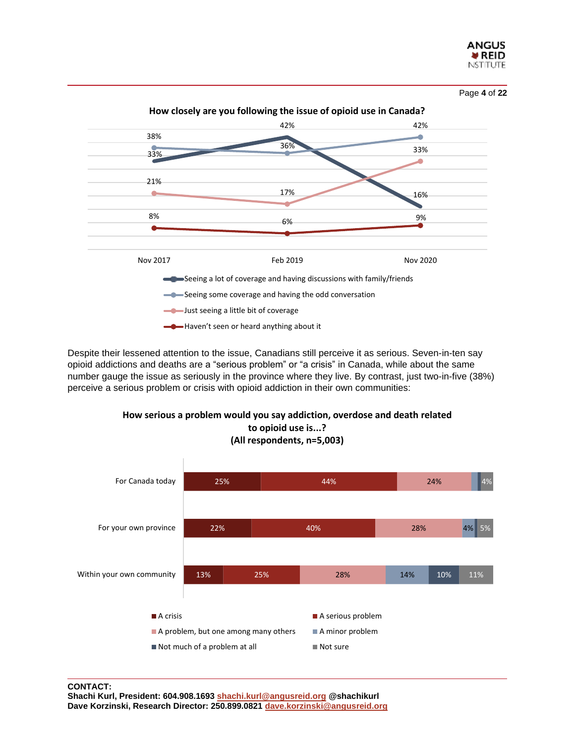**How closely are you following the issue of opioid use in Canada?**

Nov 2017 | Feb 2019 | Nov 2020

38% 33% 21% 8%

42% 36% 17% 6%

42% 33% 16% 9%

Seeing a lot of coverage and having discussions with family/friends

Seeing some coverage and having the odd conversation

Just seeing a little bit of coverage

Haven't seen or heard anything about it

Despite their lessened attention to the issue, Canadians still perceive it as serious. Seven-in-ten say opioid addictions and deaths are a "serious problem" or "a crisis" in Canada, while about the same number gauge the issue as seriously in the province where they live. By contrast, just two-in-five (38%) perceive a serious problem or crisis with opioid addiction in their own communities:

**How serious a problem would you say addiction, overdose and death related to opioid use is...?**
**(All respondents, n=5,003)**

For Canada today: 25% 44% 24% 4%

For your own province: 22% 40% 28% 4% 5%

Within your own community: 13% 25% 28% 14% 10% 11%

A crisis | A serious problem | A problem, but one among many others | A minor problem | Not much of a problem at all | Not sure

**CONTACT:**
**Shachi Kurl, President: 604.908.1693 shachi.kurl@angusreid.org @shachikurl**
**Dave Korzinski, Research Director: 250.899.0821 dave.korzinski@angusreid.org**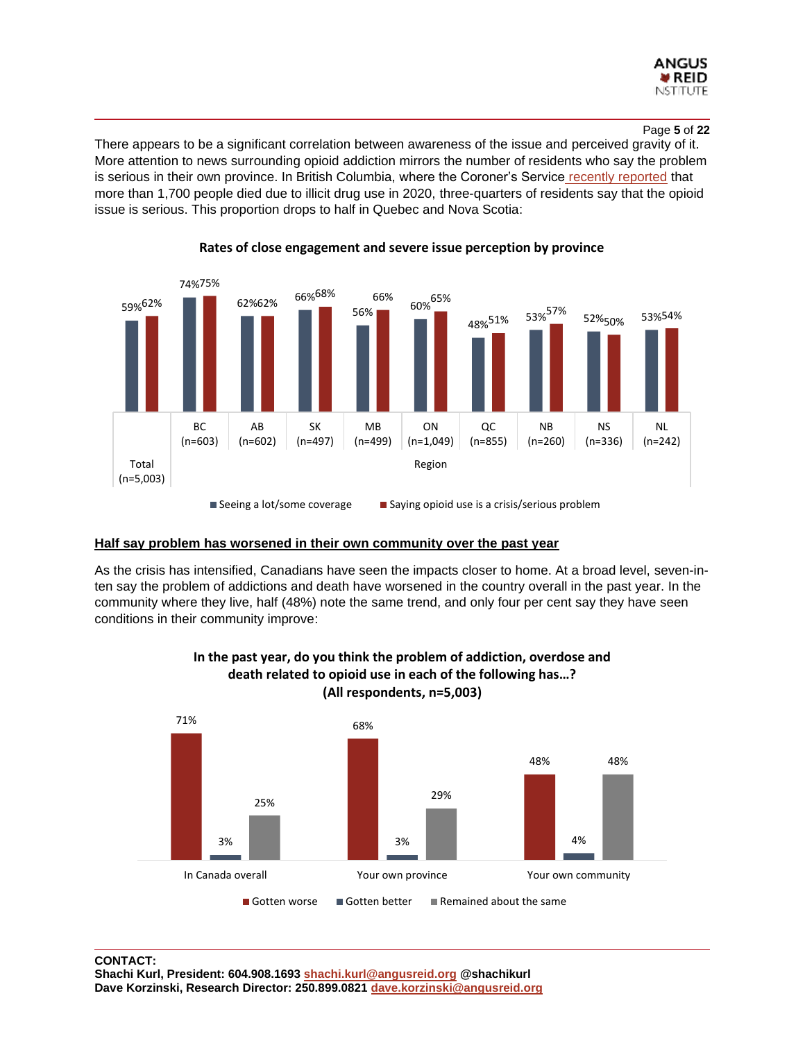There appears to be a significant correlation between awareness of the issue and perceived gravity of it. More attention to news surrounding opioid addiction mirrors the number of residents who say the problem is serious in their own province. In British Columbia, where the Coroner's Service recently reported that more than 1,700 people died due to illicit drug use in 2020, three-quarters of residents say that the opioid issue is serious. This proportion drops to half in Quebec and Nova Scotia:

**Rates of close engagement and severe issue perception by province**

59% 62%
74% 75%
62% 62%
66% 68%
56% 66%
60% 65%
48% 51%
53% 57%
52% 50%
53% 54%

Total (n=5,003)
BC (n=603)
AB (n=602)
SK (n=497)
MB (n=499)
ON (n=1,049)
QC (n=855)
NB (n=260)
NS (n=336)
NL (n=242)
Region

Seeing a lot/some coverage
Saying opioid use is a crisis/serious problem

## Half say problem has worsened in their own community over the past year

As the crisis has intensified, Canadians have seen the impacts closer to home. At a broad level, seven-in-ten say the problem of addictions and death have worsened in the country overall in the past year. In the community where they live, half (48%) note the same trend, and only four per cent say they have seen conditions in their community improve:

**In the past year, do you think the problem of addiction, overdose and death related to opioid use in each of the following has…? (All respondents, n=5,003)**

In Canada overall: 71% 3% 25%
Your own province: 68% 3% 29%
Your own community: 48% 4% 48%

Gotten worse
Gotten better
Remained about the same

**CONTACT:**
**Shachi Kurl, President: 604.908.1693 shachi.kurl@angusreid.org @shachikurl**
**Dave Korzinski, Research Director: 250.899.0821 dave.korzinski@angusreid.org**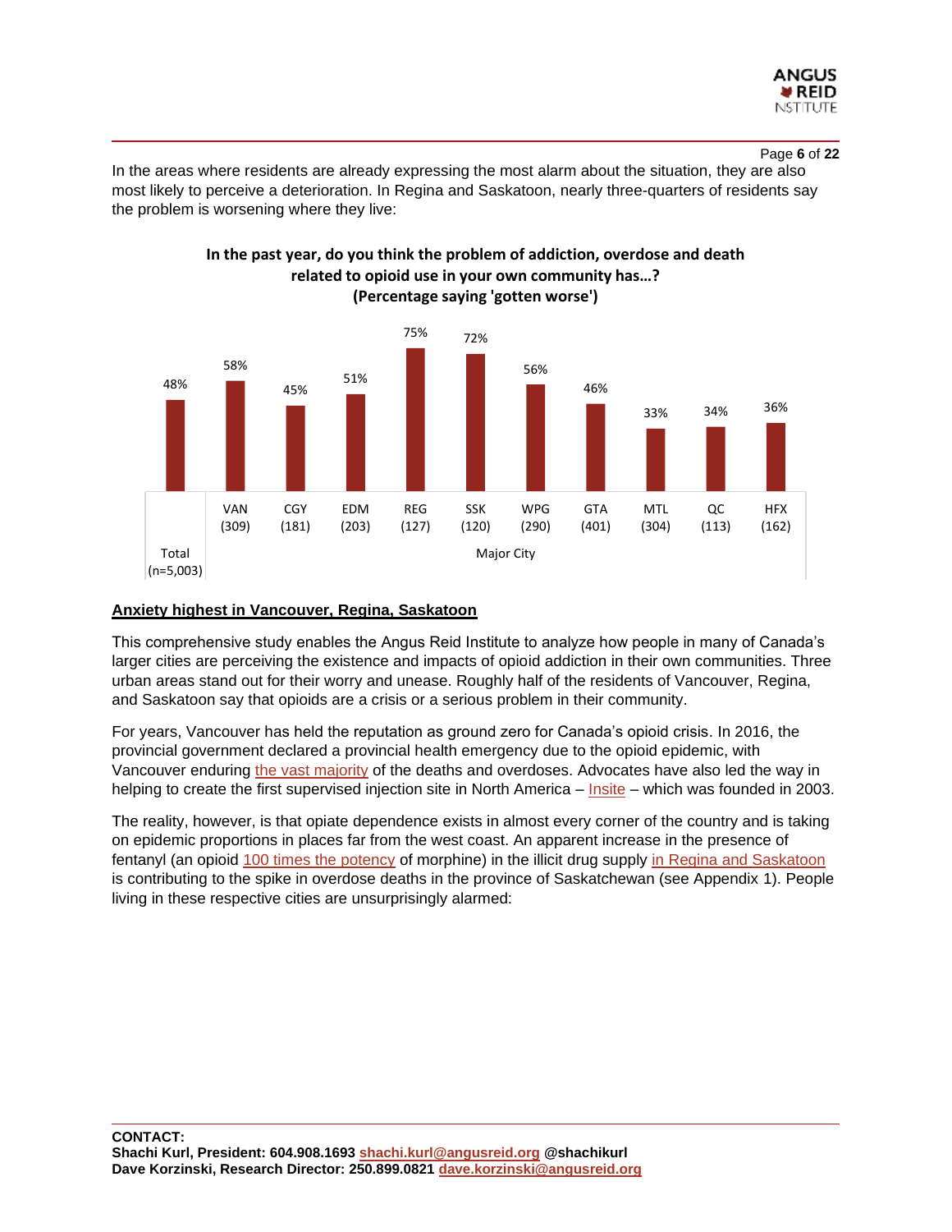In the areas where residents are already expressing the most alarm about the situation, they are also most likely to perceive a deterioration. In Regina and Saskatoon, nearly three-quarters of residents say the problem is worsening where they live:

**In the past year, do you think the problem of addiction, overdose and death related to opioid use in your own community has…?**
**(Percentage saying 'gotten worse')**

48%
58%
45%
51%
75%
72%
56%
46%
33%
34%
36%

Total (n=5,003)
VAN (309)
CGY (181)
EDM (203)
REG (127)
SSK (120)
WPG (290)
GTA (401)
MTL (304)
QC (113)
HFX (162)
Major City

## Anxiety highest in Vancouver, Regina, Saskatoon

This comprehensive study enables the Angus Reid Institute to analyze how people in many of Canada's larger cities are perceiving the existence and impacts of opioid addiction in their own communities. Three urban areas stand out for their worry and unease. Roughly half of the residents of Vancouver, Regina, and Saskatoon say that opioids are a crisis or a serious problem in their community.

For years, Vancouver has held the reputation as ground zero for Canada's opioid crisis. In 2016, the provincial government declared a provincial health emergency due to the opioid epidemic, with Vancouver enduring the vast majority of the deaths and overdoses. Advocates have also led the way in helping to create the first supervised injection site in North America – Insite – which was founded in 2003.

The reality, however, is that opiate dependence exists in almost every corner of the country and is taking on epidemic proportions in places far from the west coast. An apparent increase in the presence of fentanyl (an opioid 100 times the potency of morphine) in the illicit drug supply in Regina and Saskatoon is contributing to the spike in overdose deaths in the province of Saskatchewan (see Appendix 1). People living in these respective cities are unsurprisingly alarmed: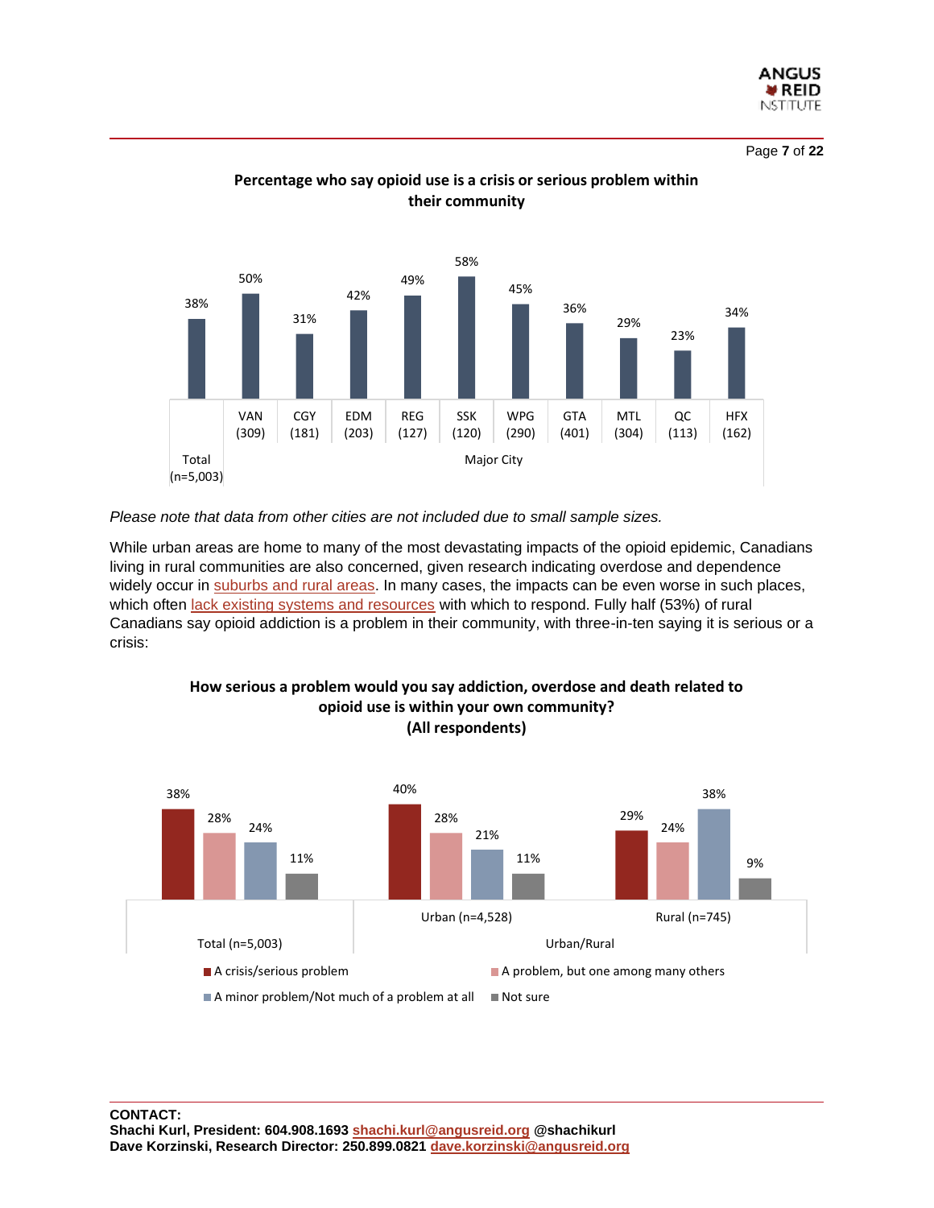**Percentage who say opioid use is a crisis or serious problem within their community**

38%
50%
31%
42%
49%
58%
45%
36%
29%
23%
34%

Total (n=5,003)
VAN (309)
CGY (181)
EDM (203)
REG (127)
SSK (120)
WPG (290)
GTA (401)
MTL (304)
QC (113)
HFX (162)
Major City

*Please note that data from other cities are not included due to small sample sizes.*

While urban areas are home to many of the most devastating impacts of the opioid epidemic, Canadians living in rural communities are also concerned, given research indicating overdose and dependence widely occur in suburbs and rural areas. In many cases, the impacts can be even worse in such places, which often lack existing systems and resources with which to respond. Fully half (53%) of rural Canadians say opioid addiction is a problem in their community, with three-in-ten saying it is serious or a crisis:

**How serious a problem would you say addiction, overdose and death related to opioid use is within your own community? (All respondents)**

Total (n=5,003): 38% 28% 24% 11%
Urban (n=4,528): 40% 28% 21% 11%
Rural (n=745): 29% 24% 38% 9%
Urban/Rural

A crisis/serious problem
A problem, but one among many others
A minor problem/Not much of a problem at all
Not sure

**CONTACT:**
**Shachi Kurl, President: 604.908.1693 shachi.kurl@angusreid.org @shachikurl**
**Dave Korzinski, Research Director: 250.899.0821 dave.korzinski@angusreid.org**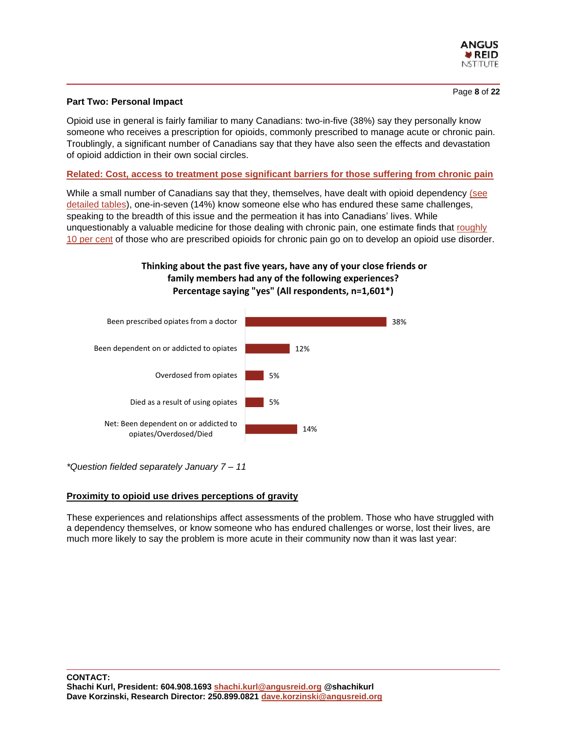## Part Two: Personal Impact

Opioid use in general is fairly familiar to many Canadians: two-in-five (38%) say they personally know someone who receives a prescription for opioids, commonly prescribed to manage acute or chronic pain. Troublingly, a significant number of Canadians say that they have also seen the effects and devastation of opioid addiction in their own social circles.

**Related: Cost, access to treatment pose significant barriers for those suffering from chronic pain**

While a small number of Canadians say that they, themselves, have dealt with opioid dependency (see detailed tables), one-in-seven (14%) know someone else who has endured these same challenges, speaking to the breadth of this issue and the permeation it has into Canadians' lives. While unquestionably a valuable medicine for those dealing with chronic pain, one estimate finds that roughly 10 per cent of those who are prescribed opioids for chronic pain go on to develop an opioid use disorder.

**Thinking about the past five years, have any of your close friends or family members had any of the following experiences? Percentage saying "yes" (All respondents, n=1,601*)**

| Experience | Percentage |
|---|---|
| Been prescribed opiates from a doctor | 38% |
| Been dependent on or addicted to opiates | 12% |
| Overdosed from opiates | 5% |
| Died as a result of using opiates | 5% |
| Net: Been dependent on or addicted to opiates/Overdosed/Died | 14% |

*\*Question fielded separately January 7 – 11*

### Proximity to opioid use drives perceptions of gravity

These experiences and relationships affect assessments of the problem. Those who have struggled with a dependency themselves, or know someone who has endured challenges or worse, lost their lives, are much more likely to say the problem is more acute in their community now than it was last year:

**CONTACT:**
**Shachi Kurl, President: 604.908.1693 shachi.kurl@angusreid.org @shachikurl**
**Dave Korzinski, Research Director: 250.899.0821 dave.korzinski@angusreid.org**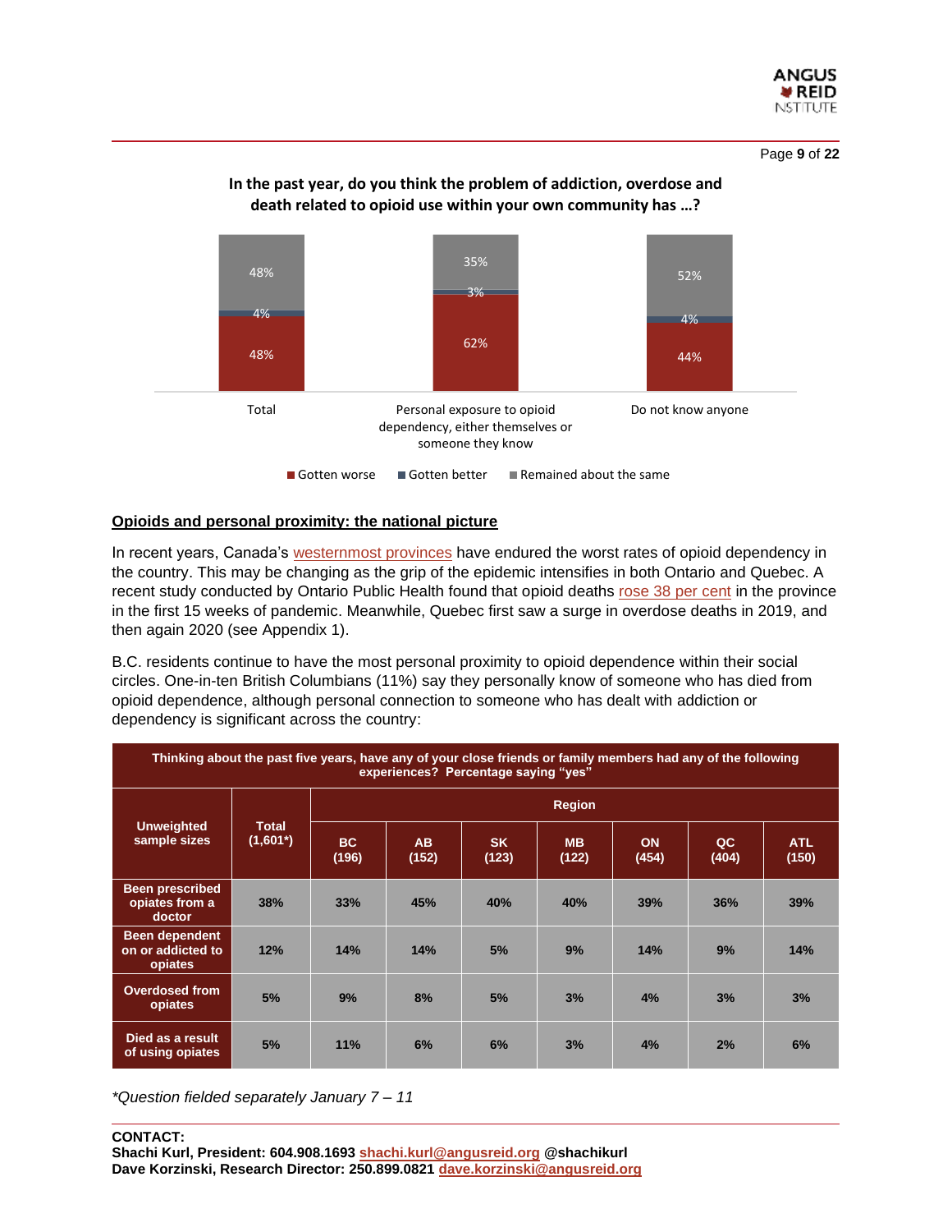**In the past year, do you think the problem of addiction, overdose and death related to opioid use within your own community has …?**

Total: 48% / 4% / 48%

Personal exposure to opioid dependency, either themselves or someone they know: 35% / 3% / 62%

Do not know anyone: 52% / 4% / 44%

Gotten worse | Gotten better | Remained about the same

## Opioids and personal proximity: the national picture

In recent years, Canada's westernmost provinces have endured the worst rates of opioid dependency in the country. This may be changing as the grip of the epidemic intensifies in both Ontario and Quebec. A recent study conducted by Ontario Public Health found that opioid deaths rose 38 per cent in the province in the first 15 weeks of pandemic. Meanwhile, Quebec first saw a surge in overdose deaths in 2019, and then again 2020 (see Appendix 1).

B.C. residents continue to have the most personal proximity to opioid dependence within their social circles. One-in-ten British Columbians (11%) say they personally know of someone who has died from opioid dependence, although personal connection to someone who has dealt with addiction or dependency is significant across the country:

| Thinking about the past five years, have any of your close friends or family members had any of the following experiences? Percentage saying "yes" | | | | | | | | |
|---|---|---|---|---|---|---|---|---|
| Unweighted sample sizes | Total (1,601*) | Region | | | | | | |
| | | BC (196) | AB (152) | SK (123) | MB (122) | ON (454) | QC (404) | ATL (150) |
| Been prescribed opiates from a doctor | 38% | 33% | 45% | 40% | 40% | 39% | 36% | 39% |
| Been dependent on or addicted to opiates | 12% | 14% | 14% | 5% | 9% | 14% | 9% | 14% |
| Overdosed from opiates | 5% | 9% | 8% | 5% | 3% | 4% | 3% | 3% |
| Died as a result of using opiates | 5% | 11% | 6% | 6% | 3% | 4% | 2% | 6% |

*\*Question fielded separately January 7 – 11*

**CONTACT:**
**Shachi Kurl, President: 604.908.1693 shachi.kurl@angusreid.org @shachikurl**
**Dave Korzinski, Research Director: 250.899.0821 dave.korzinski@angusreid.org**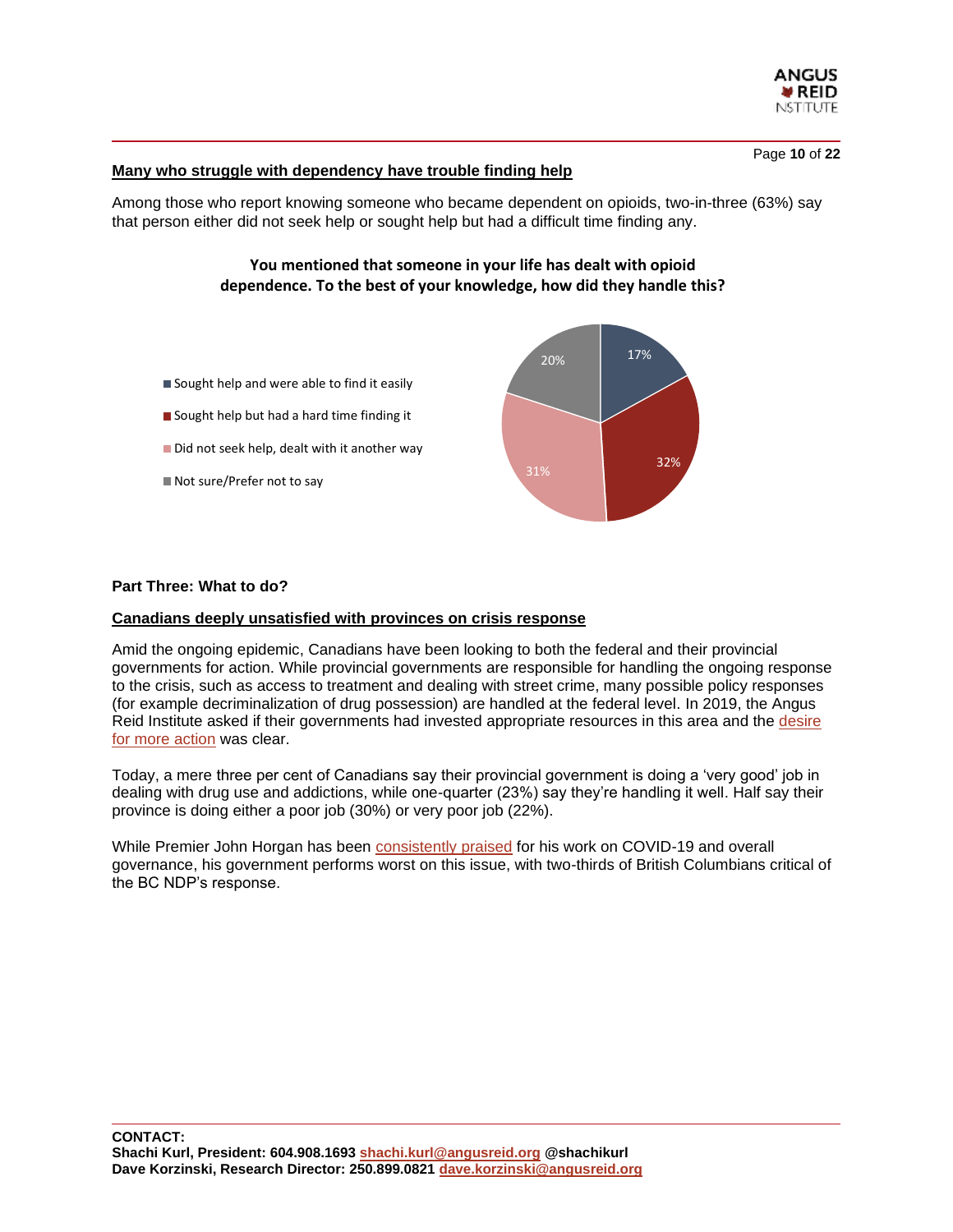**Many who struggle with dependency have trouble finding help**

Among those who report knowing someone who became dependent on opioids, two-in-three (63%) say that person either did not seek help or sought help but had a difficult time finding any.

**You mentioned that someone in your life has dealt with opioid dependence. To the best of your knowledge, how did they handle this?**

| Response | % |
|---|---|
| Sought help and were able to find it easily | 17% |
| Sought help but had a hard time finding it | 32% |
| Did not seek help, dealt with it another way | 31% |
| Not sure/Prefer not to say | 20% |

**Part Three: What to do?**

**Canadians deeply unsatisfied with provinces on crisis response**

Amid the ongoing epidemic, Canadians have been looking to both the federal and their provincial governments for action. While provincial governments are responsible for handling the ongoing response to the crisis, such as access to treatment and dealing with street crime, many possible policy responses (for example decriminalization of drug possession) are handled at the federal level. In 2019, the Angus Reid Institute asked if their governments had invested appropriate resources in this area and the desire for more action was clear.

Today, a mere three per cent of Canadians say their provincial government is doing a 'very good' job in dealing with drug use and addictions, while one-quarter (23%) say they're handling it well. Half say their province is doing either a poor job (30%) or very poor job (22%).

While Premier John Horgan has been consistently praised for his work on COVID-19 and overall governance, his government performs worst on this issue, with two-thirds of British Columbians critical of the BC NDP's response.

**CONTACT:**
**Shachi Kurl, President: 604.908.1693 shachi.kurl@angusreid.org @shachikurl**
**Dave Korzinski, Research Director: 250.899.0821 dave.korzinski@angusreid.org**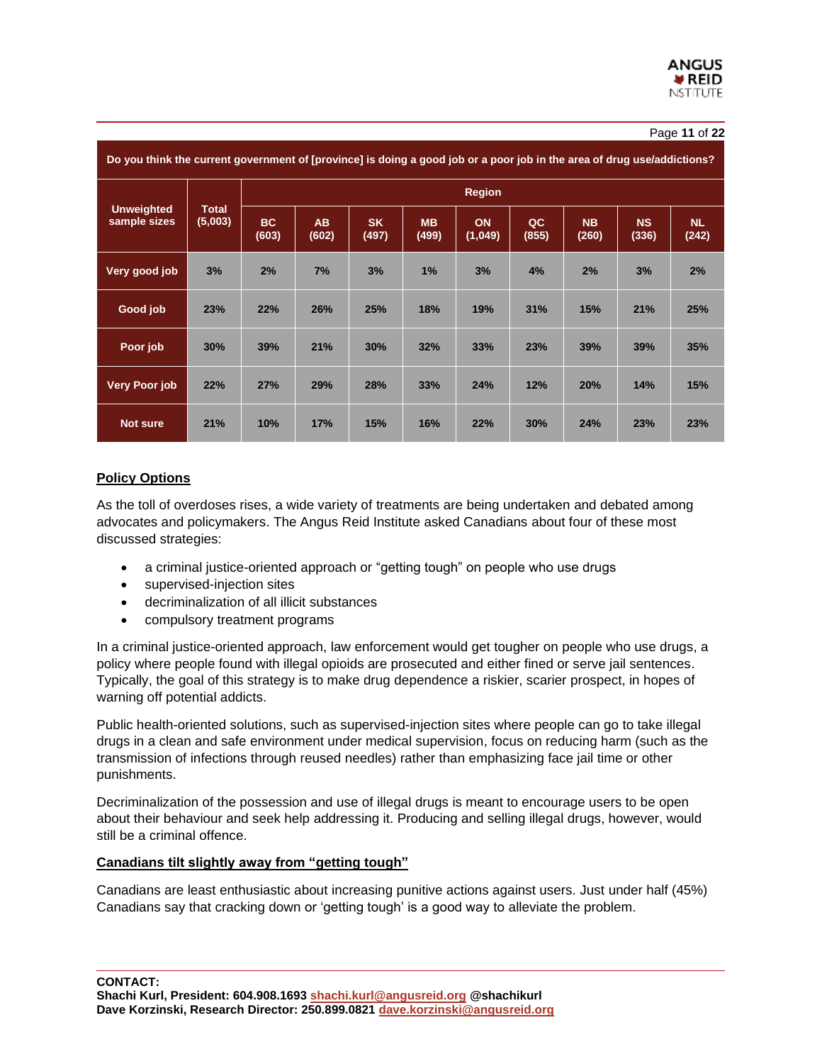| Do you think the current government of [province] is doing a good job or a poor job in the area of drug use/addictions? | | | | | | | | | | |
|---|---|---|---|---|---|---|---|---|---|---|
| | | Region | | | | | | | | |
| Unweighted sample sizes | Total (5,003) | BC (603) | AB (602) | SK (497) | MB (499) | ON (1,049) | QC (855) | NB (260) | NS (336) | NL (242) |
| Very good job | 3% | 2% | 7% | 3% | 1% | 3% | 4% | 2% | 3% | 2% |
| Good job | 23% | 22% | 26% | 25% | 18% | 19% | 31% | 15% | 21% | 25% |
| Poor job | 30% | 39% | 21% | 30% | 32% | 33% | 23% | 39% | 39% | 35% |
| Very Poor job | 22% | 27% | 29% | 28% | 33% | 24% | 12% | 20% | 14% | 15% |
| Not sure | 21% | 10% | 17% | 15% | 16% | 22% | 30% | 24% | 23% | 23% |

## Policy Options

As the toll of overdoses rises, a wide variety of treatments are being undertaken and debated among advocates and policymakers. The Angus Reid Institute asked Canadians about four of these most discussed strategies:

- a criminal justice-oriented approach or "getting tough" on people who use drugs
- supervised-injection sites
- decriminalization of all illicit substances
- compulsory treatment programs

In a criminal justice-oriented approach, law enforcement would get tougher on people who use drugs, a policy where people found with illegal opioids are prosecuted and either fined or serve jail sentences. Typically, the goal of this strategy is to make drug dependence a riskier, scarier prospect, in hopes of warning off potential addicts.

Public health-oriented solutions, such as supervised-injection sites where people can go to take illegal drugs in a clean and safe environment under medical supervision, focus on reducing harm (such as the transmission of infections through reused needles) rather than emphasizing face jail time or other punishments.

Decriminalization of the possession and use of illegal drugs is meant to encourage users to be open about their behaviour and seek help addressing it. Producing and selling illegal drugs, however, would still be a criminal offence.

### Canadians tilt slightly away from "getting tough"

Canadians are least enthusiastic about increasing punitive actions against users. Just under half (45%) Canadians say that cracking down or 'getting tough' is a good way to alleviate the problem.

**CONTACT:**
**Shachi Kurl, President: 604.908.1693 shachi.kurl@angusreid.org @shachikurl**
**Dave Korzinski, Research Director: 250.899.0821 dave.korzinski@angusreid.org**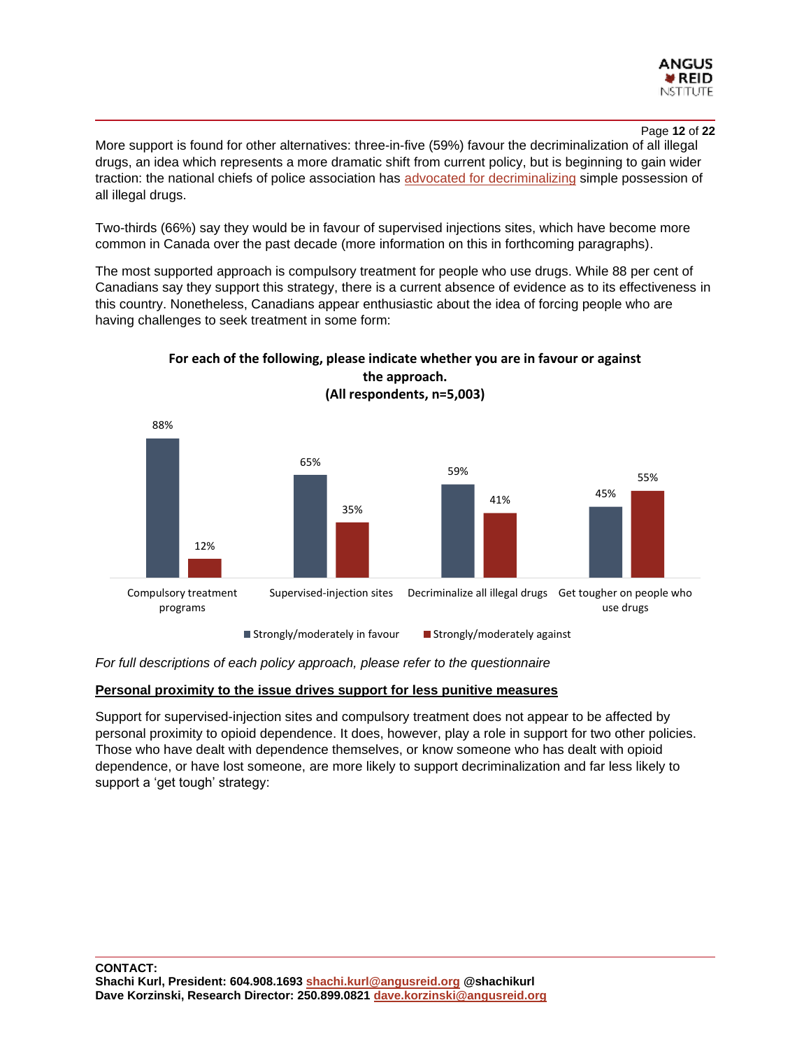More support is found for other alternatives: three-in-five (59%) favour the decriminalization of all illegal drugs, an idea which represents a more dramatic shift from current policy, but is beginning to gain wider traction: the national chiefs of police association has advocated for decriminalizing simple possession of all illegal drugs.

Two-thirds (66%) say they would be in favour of supervised injections sites, which have become more common in Canada over the past decade (more information on this in forthcoming paragraphs).

The most supported approach is compulsory treatment for people who use drugs. While 88 per cent of Canadians say they support this strategy, there is a current absence of evidence as to its effectiveness in this country. Nonetheless, Canadians appear enthusiastic about the idea of forcing people who are having challenges to seek treatment in some form:

**For each of the following, please indicate whether you are in favour or against the approach.**
**(All respondents, n=5,003)**

Compulsory treatment programs: 88%, 12%
Supervised-injection sites: 65%, 35%
Decriminalize all illegal drugs: 59%, 41%
Get tougher on people who use drugs: 45%, 55%

Strongly/moderately in favour
Strongly/moderately against

*For full descriptions of each policy approach, please refer to the questionnaire*

**Personal proximity to the issue drives support for less punitive measures**

Support for supervised-injection sites and compulsory treatment does not appear to be affected by personal proximity to opioid dependence. It does, however, play a role in support for two other policies. Those who have dealt with dependence themselves, or know someone who has dealt with opioid dependence, or have lost someone, are more likely to support decriminalization and far less likely to support a 'get tough' strategy:

**CONTACT:**
**Shachi Kurl, President: 604.908.1693 shachi.kurl@angusreid.org @shachikurl**
**Dave Korzinski, Research Director: 250.899.0821 dave.korzinski@angusreid.org**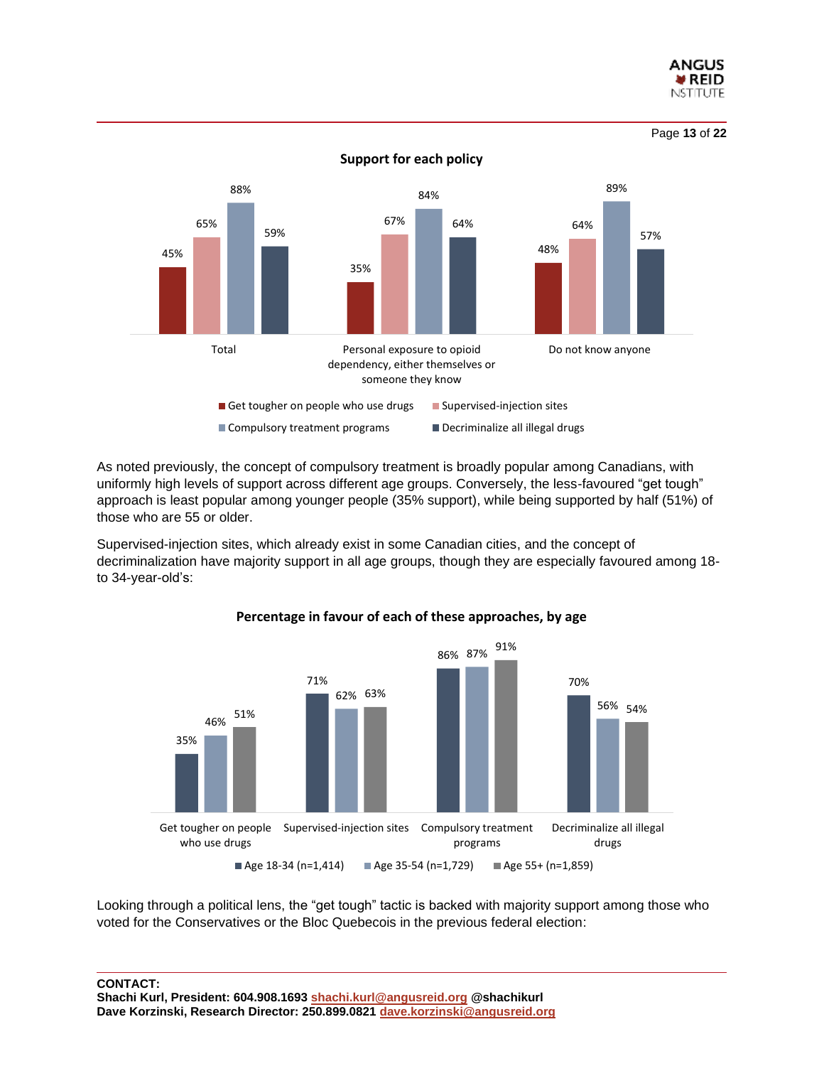**Support for each policy**

88%
65%
59%
45%
84%
67%
64%
35%
89%
64%
57%
48%

Total

Personal exposure to opioid dependency, either themselves or someone they know

Do not know anyone

Get tougher on people who use drugs
Supervised-injection sites
Compulsory treatment programs
Decriminalize all illegal drugs

As noted previously, the concept of compulsory treatment is broadly popular among Canadians, with uniformly high levels of support across different age groups. Conversely, the less-favoured "get tough" approach is least popular among younger people (35% support), while being supported by half (51%) of those who are 55 or older.

Supervised-injection sites, which already exist in some Canadian cities, and the concept of decriminalization have majority support in all age groups, though they are especially favoured among 18- to 34-year-old's:

**Percentage in favour of each of these approaches, by age**

35%
46%
51%
71%
62%
63%
86%
87%
91%
70%
56%
54%

Get tougher on people who use drugs

Supervised-injection sites

Compulsory treatment programs

Decriminalize all illegal drugs

Age 18-34 (n=1,414)
Age 35-54 (n=1,729)
Age 55+ (n=1,859)

Looking through a political lens, the "get tough" tactic is backed with majority support among those who voted for the Conservatives or the Bloc Quebecois in the previous federal election:

**CONTACT:**
**Shachi Kurl, President: 604.908.1693 shachi.kurl@angusreid.org @shachikurl**
**Dave Korzinski, Research Director: 250.899.0821 dave.korzinski@angusreid.org**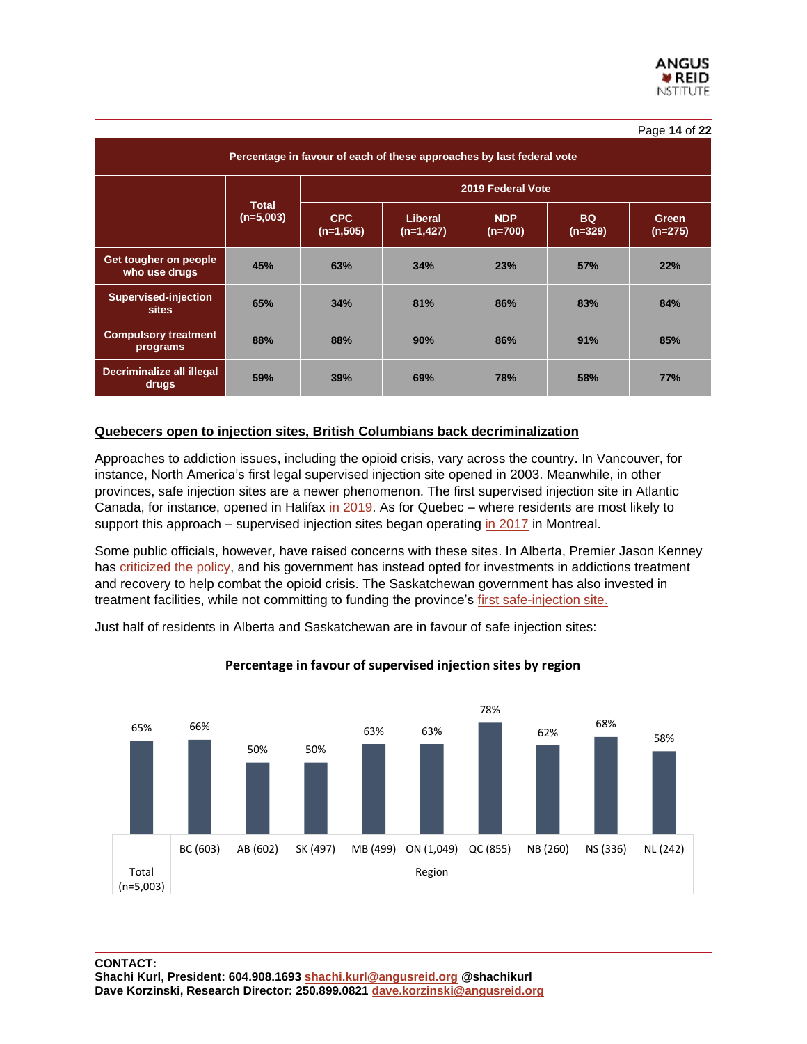| Percentage in favour of each of these approaches by last federal vote | | | | | | |
|---|---|---|---|---|---|---|
| | Total (n=5,003) | 2019 Federal Vote | | | | |
| | | CPC (n=1,505) | Liberal (n=1,427) | NDP (n=700) | BQ (n=329) | Green (n=275) |
| Get tougher on people who use drugs | 45% | 63% | 34% | 23% | 57% | 22% |
| Supervised-injection sites | 65% | 34% | 81% | 86% | 83% | 84% |
| Compulsory treatment programs | 88% | 88% | 90% | 86% | 91% | 85% |
| Decriminalize all illegal drugs | 59% | 39% | 69% | 78% | 58% | 77% |

## Quebecers open to injection sites, British Columbians back decriminalization

Approaches to addiction issues, including the opioid crisis, vary across the country. In Vancouver, for instance, North America's first legal supervised injection site opened in 2003. Meanwhile, in other provinces, safe injection sites are a newer phenomenon. The first supervised injection site in Atlantic Canada, for instance, opened in Halifax in 2019. As for Quebec – where residents are most likely to support this approach – supervised injection sites began operating in 2017 in Montreal.

Some public officials, however, have raised concerns with these sites. In Alberta, Premier Jason Kenney has criticized the policy, and his government has instead opted for investments in addictions treatment and recovery to help combat the opioid crisis. The Saskatchewan government has also invested in treatment facilities, while not committing to funding the province's first safe-injection site.

Just half of residents in Alberta and Saskatchewan are in favour of safe injection sites:

**Percentage in favour of supervised injection sites by region**

65% 66% 50% 50% 63% 63% 78% 62% 68% 58%

Total (n=5,003)
BC (603) AB (602) SK (497) MB (499) ON (1,049) QC (855) NB (260) NS (336) NL (242)
Region

**CONTACT:**
**Shachi Kurl, President: 604.908.1693 shachi.kurl@angusreid.org @shachikurl**
**Dave Korzinski, Research Director: 250.899.0821 dave.korzinski@angusreid.org**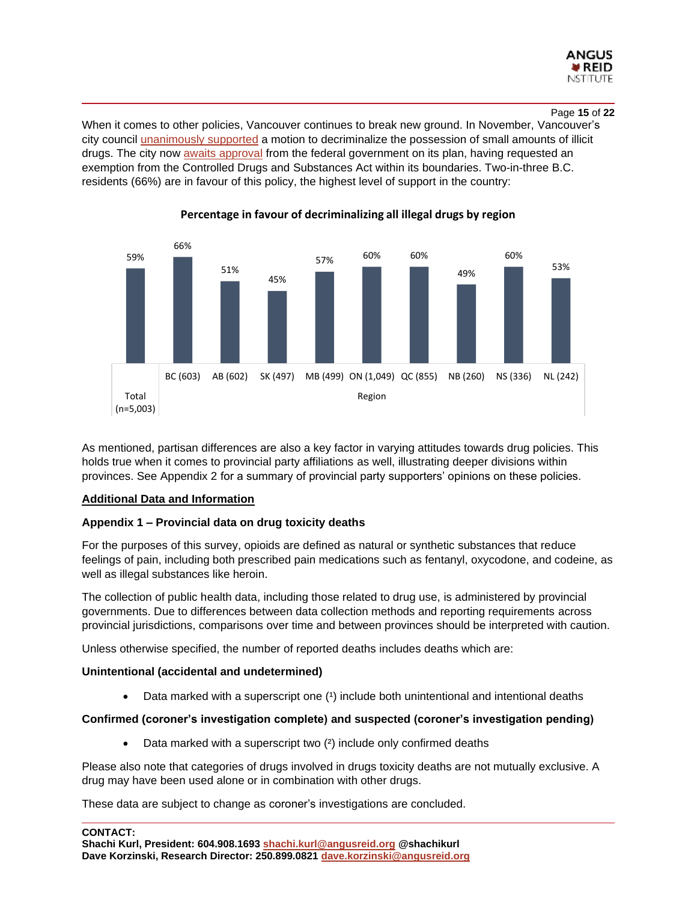When it comes to other policies, Vancouver continues to break new ground. In November, Vancouver's city council unanimously supported a motion to decriminalize the possession of small amounts of illicit drugs. The city now awaits approval from the federal government on its plan, having requested an exemption from the Controlled Drugs and Substances Act within its boundaries. Two-in-three B.C. residents (66%) are in favour of this policy, the highest level of support in the country:

**Percentage in favour of decriminalizing all illegal drugs by region**

59%
66%
51%
45%
57%
60%
60%
49%
60%
53%

Total (n=5,003)
BC (603)
AB (602)
SK (497)
MB (499)
ON (1,049)
QC (855)
NB (260)
NS (336)
NL (242)
Region

As mentioned, partisan differences are also a key factor in varying attitudes towards drug policies. This holds true when it comes to provincial party affiliations as well, illustrating deeper divisions within provinces. See Appendix 2 for a summary of provincial party supporters' opinions on these policies.

## Additional Data and Information

### Appendix 1 – Provincial data on drug toxicity deaths

For the purposes of this survey, opioids are defined as natural or synthetic substances that reduce feelings of pain, including both prescribed pain medications such as fentanyl, oxycodone, and codeine, as well as illegal substances like heroin.

The collection of public health data, including those related to drug use, is administered by provincial governments. Due to differences between data collection methods and reporting requirements across provincial jurisdictions, comparisons over time and between provinces should be interpreted with caution.

Unless otherwise specified, the number of reported deaths includes deaths which are:

**Unintentional (accidental and undetermined)**

- Data marked with a superscript one (1) include both unintentional and intentional deaths

**Confirmed (coroner's investigation complete) and suspected (coroner's investigation pending)**

- Data marked with a superscript two (2) include only confirmed deaths

Please also note that categories of drugs involved in drugs toxicity deaths are not mutually exclusive. A drug may have been used alone or in combination with other drugs.

These data are subject to change as coroner's investigations are concluded.

**CONTACT:**
**Shachi Kurl, President: 604.908.1693 shachi.kurl@angusreid.org @shachikurl**
**Dave Korzinski, Research Director: 250.899.0821 dave.korzinski@angusreid.org**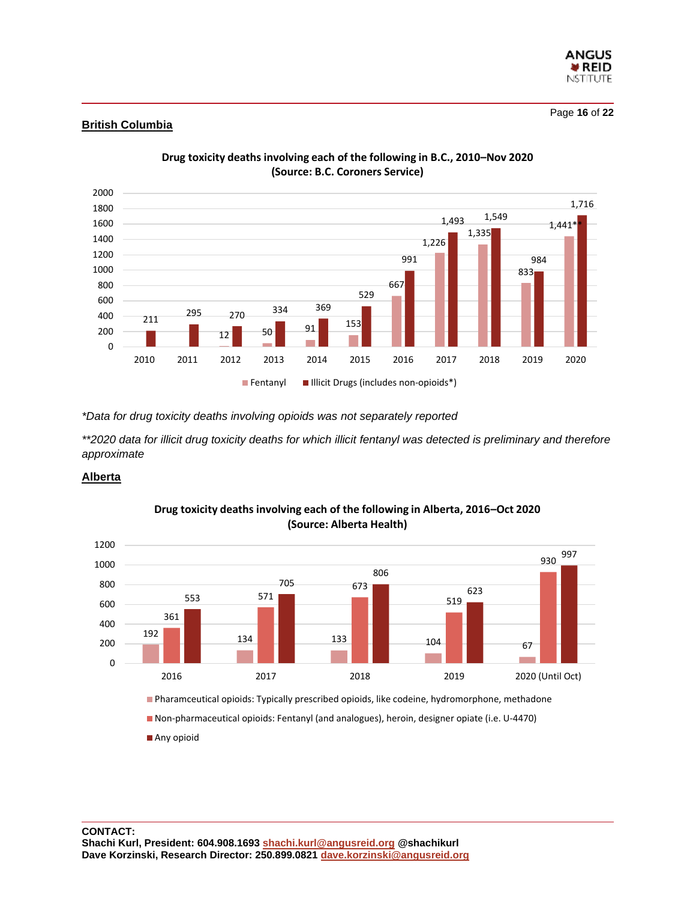**British Columbia**

**Drug toxicity deaths involving each of the following in B.C., 2010–Nov 2020**
**(Source: B.C. Coroners Service)**

2000
1800
1600
1400
1200
1000
800
600
400
200
0

211
295
12 270
50 334
91 369
153 529
667 991
1,226 1,493
1,335 1,549
833 984
1,441** 1,716

2010 2011 2012 2013 2014 2015 2016 2017 2018 2019 2020

Fentanyl
Illicit Drugs (includes non-opioids*)

*\*Data for drug toxicity deaths involving opioids was not separately reported*

*\*\*2020 data for illicit drug toxicity deaths for which illicit fentanyl was detected is preliminary and therefore approximate*

**Alberta**

**Drug toxicity deaths involving each of the following in Alberta, 2016–Oct 2020**
**(Source: Alberta Health)**

1200
1000
800
600
400
200
0

192 361 553
134 571 705
133 673 806
104 519 623
67 930 997

2016 2017 2018 2019 2020 (Until Oct)

Pharamceutical opioids: Typically prescribed opioids, like codeine, hydromorphone, methadone
Non-pharmaceutical opioids: Fentanyl (and analogues), heroin, designer opiate (i.e. U-4470)
Any opioid

**CONTACT:**
**Shachi Kurl, President: 604.908.1693 shachi.kurl@angusreid.org @shachikurl**
**Dave Korzinski, Research Director: 250.899.0821 dave.korzinski@angusreid.org**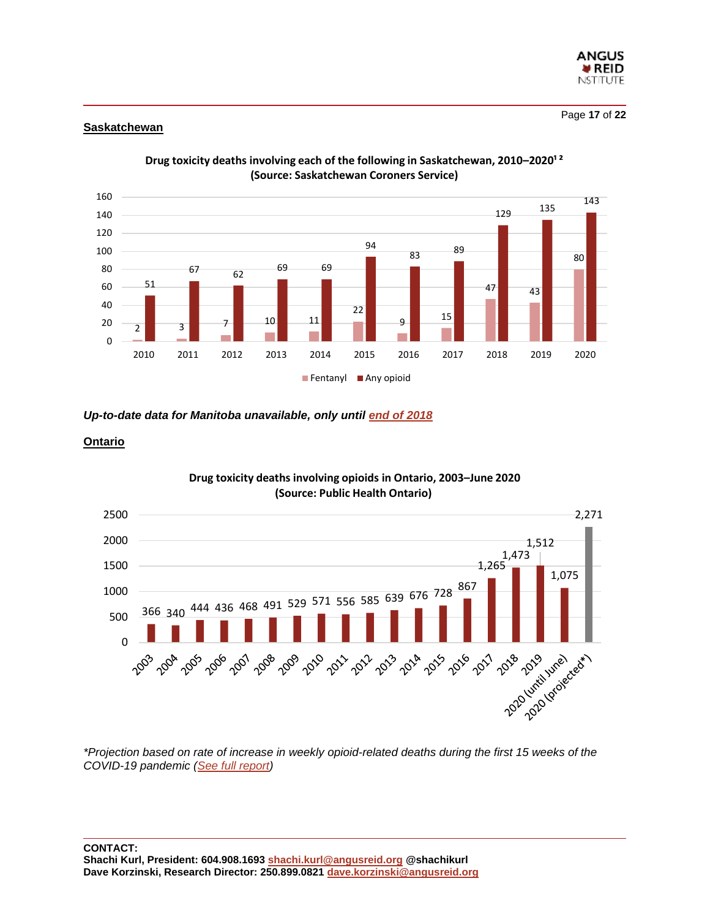**Saskatchewan**

**Drug toxicity deaths involving each of the following in Saskatchewan, 2010–2020[1 2]**
**(Source: Saskatchewan Coroners Service)**

160
140
120
100
80
60
40
20
0

2010 2011 2012 2013 2014 2015 2016 2017 2018 2019 2020

2 51
3 67
7 62
10 69
11 69
22 94
9 83
15 89
47 129
43 135
80 143

Fentanyl
Any opioid

***Up-to-date data for Manitoba unavailable, only until end of 2018***

**Ontario**

**Drug toxicity deaths involving opioids in Ontario, 2003–June 2020**
**(Source: Public Health Ontario)**

2500
2000
1500
1000
500
0

2003 2004 2005 2006 2007 2008 2009 2010 2011 2012 2013 2014 2015 2016 2017 2018 2019 2020 (until June) 2020 (projected*)

366 340 444 436 468 491 529 571 556 585 639 676 728 867 1,265 1,473 1,512 1,075 2,271

*\*Projection based on rate of increase in weekly opioid-related deaths during the first 15 weeks of the COVID-19 pandemic (See full report)*

**CONTACT:**
**Shachi Kurl, President: 604.908.1693 shachi.kurl@angusreid.org @shachikurl**
**Dave Korzinski, Research Director: 250.899.0821 dave.korzinski@angusreid.org**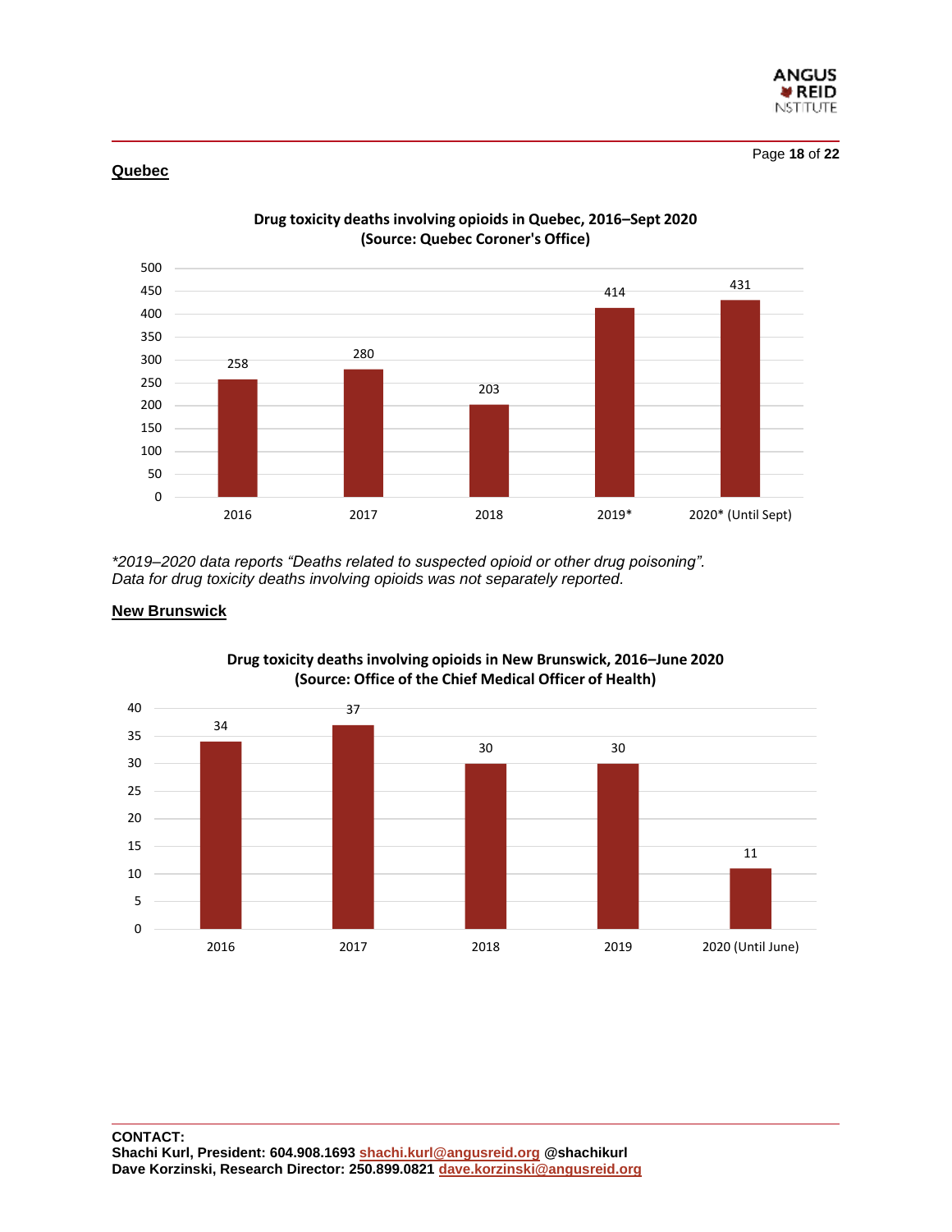## Quebec

**Drug toxicity deaths involving opioids in Quebec, 2016–Sept 2020**
**(Source: Quebec Coroner's Office)**

500
450
400
350
300
250
200
150
100
50
0

258
280
203
414
431

2016
2017
2018
2019*
2020* (Until Sept)

*\*2019–2020 data reports "Deaths related to suspected opioid or other drug poisoning". Data for drug toxicity deaths involving opioids was not separately reported.*

## New Brunswick

**Drug toxicity deaths involving opioids in New Brunswick, 2016–June 2020**
**(Source: Office of the Chief Medical Officer of Health)**

40
35
30
25
20
15
10
5
0

34
37
30
30
11

2016
2017
2018
2019
2020 (Until June)

**CONTACT:**
**Shachi Kurl, President: 604.908.1693 shachi.kurl@angusreid.org @shachikurl**
**Dave Korzinski, Research Director: 250.899.0821 dave.korzinski@angusreid.org**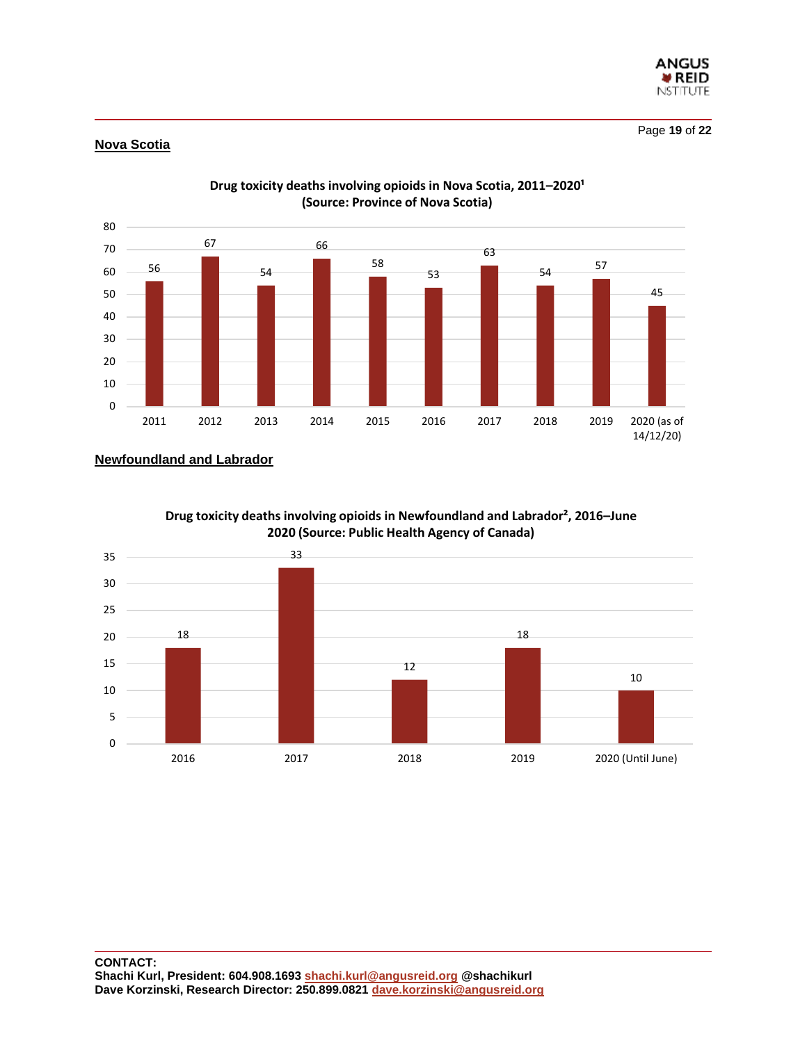## Nova Scotia

Drug toxicity deaths involving opioids in Nova Scotia, 2011–2020[1]
(Source: Province of Nova Scotia)

80
70
60
50
40
30
20
10
0

56
67
54
66
58
53
63
54
57
45

2011
2012
2013
2014
2015
2016
2017
2018
2019
2020 (as of 14/12/20)

## Newfoundland and Labrador

Drug toxicity deaths involving opioids in Newfoundland and Labrador[2], 2016–June 2020 (Source: Public Health Agency of Canada)

35
30
25
20
15
10
5
0

18
33
12
18
10

2016
2017
2018
2019
2020 (Until June)

**CONTACT:**
**Shachi Kurl, President: 604.908.1693 shachi.kurl@angusreid.org @shachikurl**
**Dave Korzinski, Research Director: 250.899.0821 dave.korzinski@angusreid.org**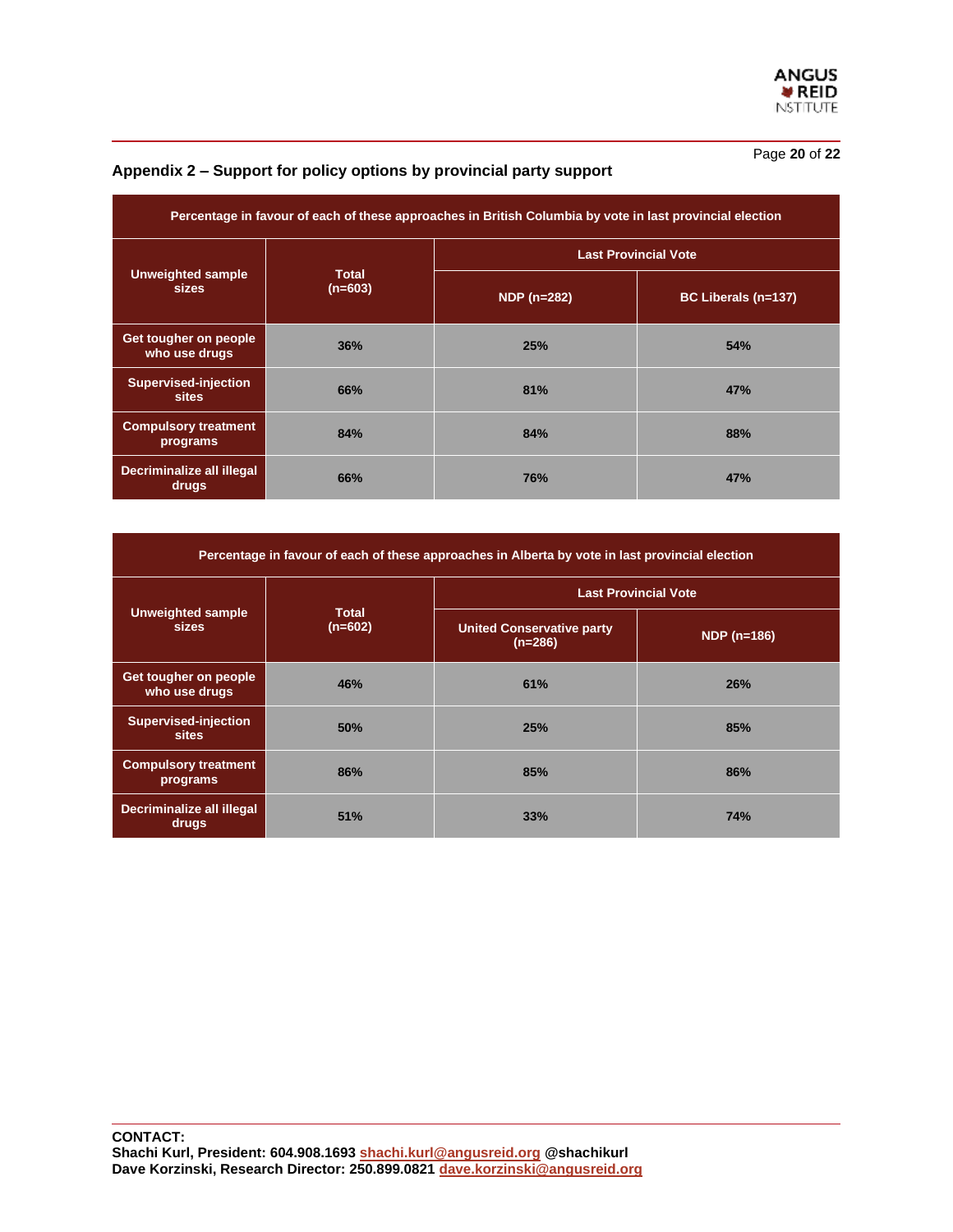## Appendix 2 – Support for policy options by provincial party support

| Percentage in favour of each of these approaches in British Columbia by vote in last provincial election | | | |
|---|---|---|---|
| Unweighted sample sizes | Total (n=603) | Last Provincial Vote | |
| | | NDP (n=282) | BC Liberals (n=137) |
| Get tougher on people who use drugs | 36% | 25% | 54% |
| Supervised-injection sites | 66% | 81% | 47% |
| Compulsory treatment programs | 84% | 84% | 88% |
| Decriminalize all illegal drugs | 66% | 76% | 47% |

| Percentage in favour of each of these approaches in Alberta by vote in last provincial election | | | |
|---|---|---|---|
| Unweighted sample sizes | Total (n=602) | Last Provincial Vote | |
| | | United Conservative party (n=286) | NDP (n=186) |
| Get tougher on people who use drugs | 46% | 61% | 26% |
| Supervised-injection sites | 50% | 25% | 85% |
| Compulsory treatment programs | 86% | 85% | 86% |
| Decriminalize all illegal drugs | 51% | 33% | 74% |

**CONTACT:**
**Shachi Kurl, President: 604.908.1693 shachi.kurl@angusreid.org @shachikurl**
**Dave Korzinski, Research Director: 250.899.0821 dave.korzinski@angusreid.org**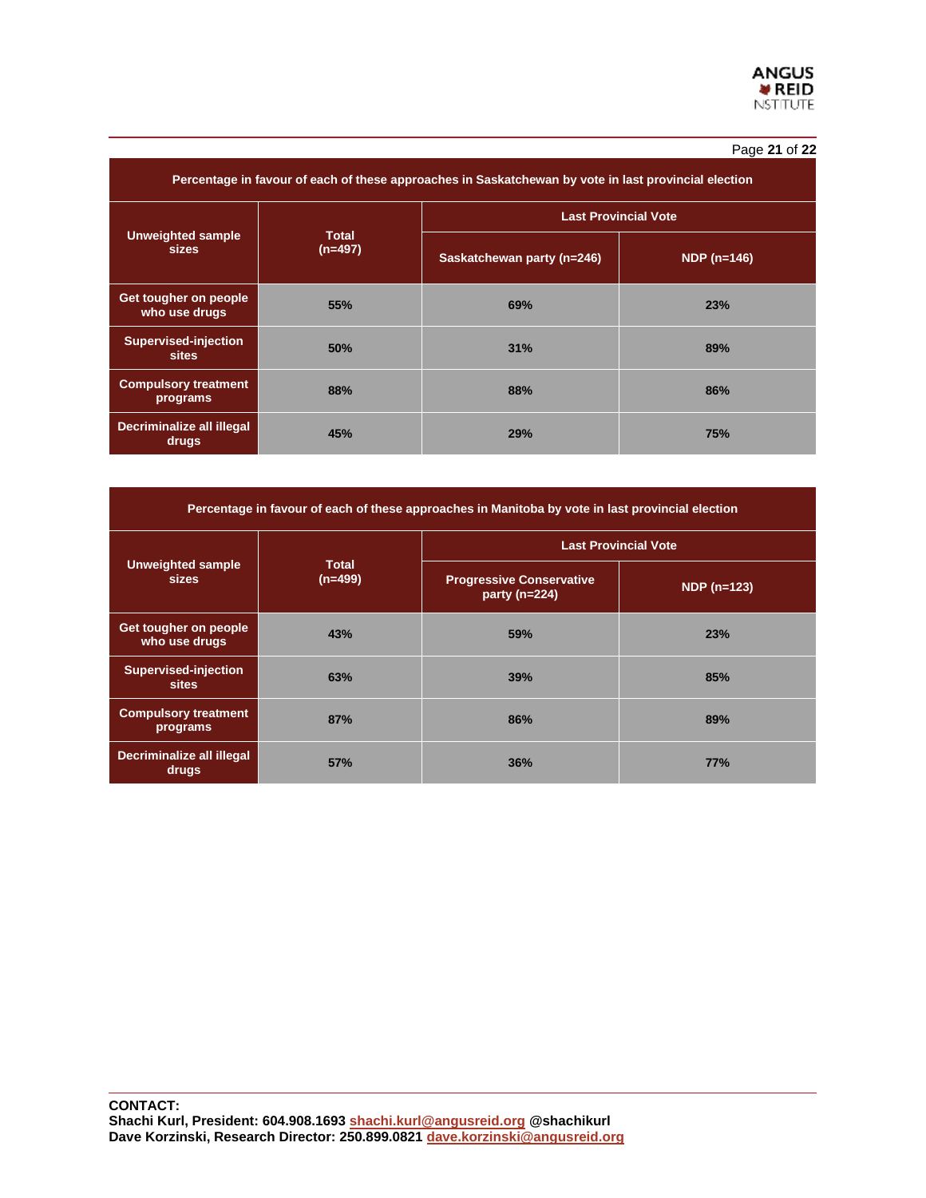| Percentage in favour of each of these approaches in Saskatchewan by vote in last provincial election | | | |
|---|---|---|---|
| Unweighted sample sizes | Total (n=497) | Last Provincial Vote | |
| | | Saskatchewan party (n=246) | NDP (n=146) |
| Get tougher on people who use drugs | 55% | 69% | 23% |
| Supervised-injection sites | 50% | 31% | 89% |
| Compulsory treatment programs | 88% | 88% | 86% |
| Decriminalize all illegal drugs | 45% | 29% | 75% |

| Percentage in favour of each of these approaches in Manitoba by vote in last provincial election | | | |
|---|---|---|---|
| Unweighted sample sizes | Total (n=499) | Last Provincial Vote | |
| | | Progressive Conservative party (n=224) | NDP (n=123) |
| Get tougher on people who use drugs | 43% | 59% | 23% |
| Supervised-injection sites | 63% | 39% | 85% |
| Compulsory treatment programs | 87% | 86% | 89% |
| Decriminalize all illegal drugs | 57% | 36% | 77% |

**CONTACT:**
**Shachi Kurl, President: 604.908.1693 shachi.kurl@angusreid.org @shachikurl**
**Dave Korzinski, Research Director: 250.899.0821 dave.korzinski@angusreid.org**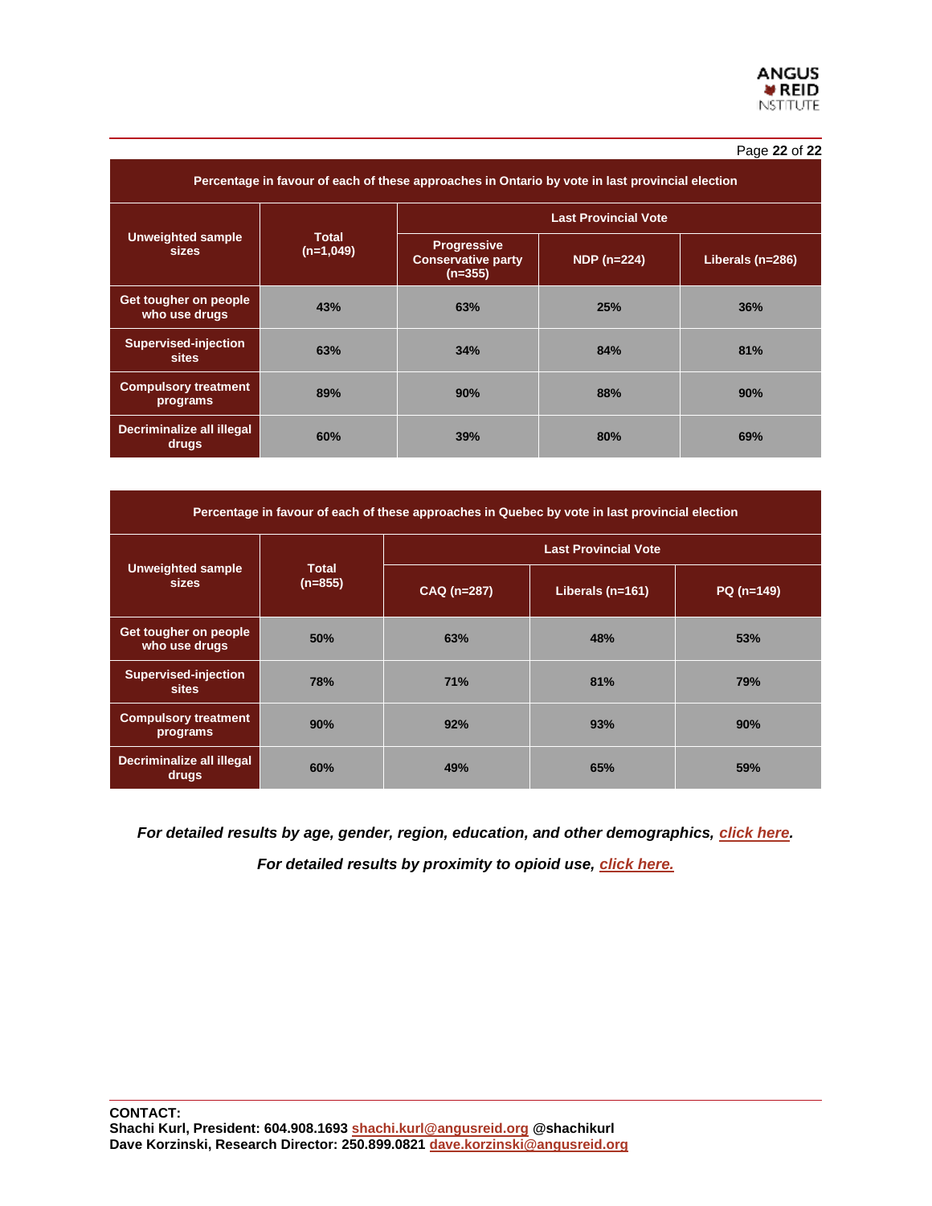| Percentage in favour of each of these approaches in Ontario by vote in last provincial election | | | | |
|---|---|---|---|---|
| Unweighted sample sizes | Total (n=1,049) | Last Provincial Vote | | |
| | | Progressive Conservative party (n=355) | NDP (n=224) | Liberals (n=286) |
| Get tougher on people who use drugs | 43% | 63% | 25% | 36% |
| Supervised-injection sites | 63% | 34% | 84% | 81% |
| Compulsory treatment programs | 89% | 90% | 88% | 90% |
| Decriminalize all illegal drugs | 60% | 39% | 80% | 69% |

| Percentage in favour of each of these approaches in Quebec by vote in last provincial election | | | | |
|---|---|---|---|---|
| Unweighted sample sizes | Total (n=855) | Last Provincial Vote | | |
| | | CAQ (n=287) | Liberals (n=161) | PQ (n=149) |
| Get tougher on people who use drugs | 50% | 63% | 48% | 53% |
| Supervised-injection sites | 78% | 71% | 81% | 79% |
| Compulsory treatment programs | 90% | 92% | 93% | 90% |
| Decriminalize all illegal drugs | 60% | 49% | 65% | 59% |

***For detailed results by age, gender, region, education, and other demographics, click here.***

***For detailed results by proximity to opioid use, click here.***

**CONTACT:**
**Shachi Kurl, President: 604.908.1693 shachi.kurl@angusreid.org @shachikurl**
**Dave Korzinski, Research Director: 250.899.0821 dave.korzinski@angusreid.org**